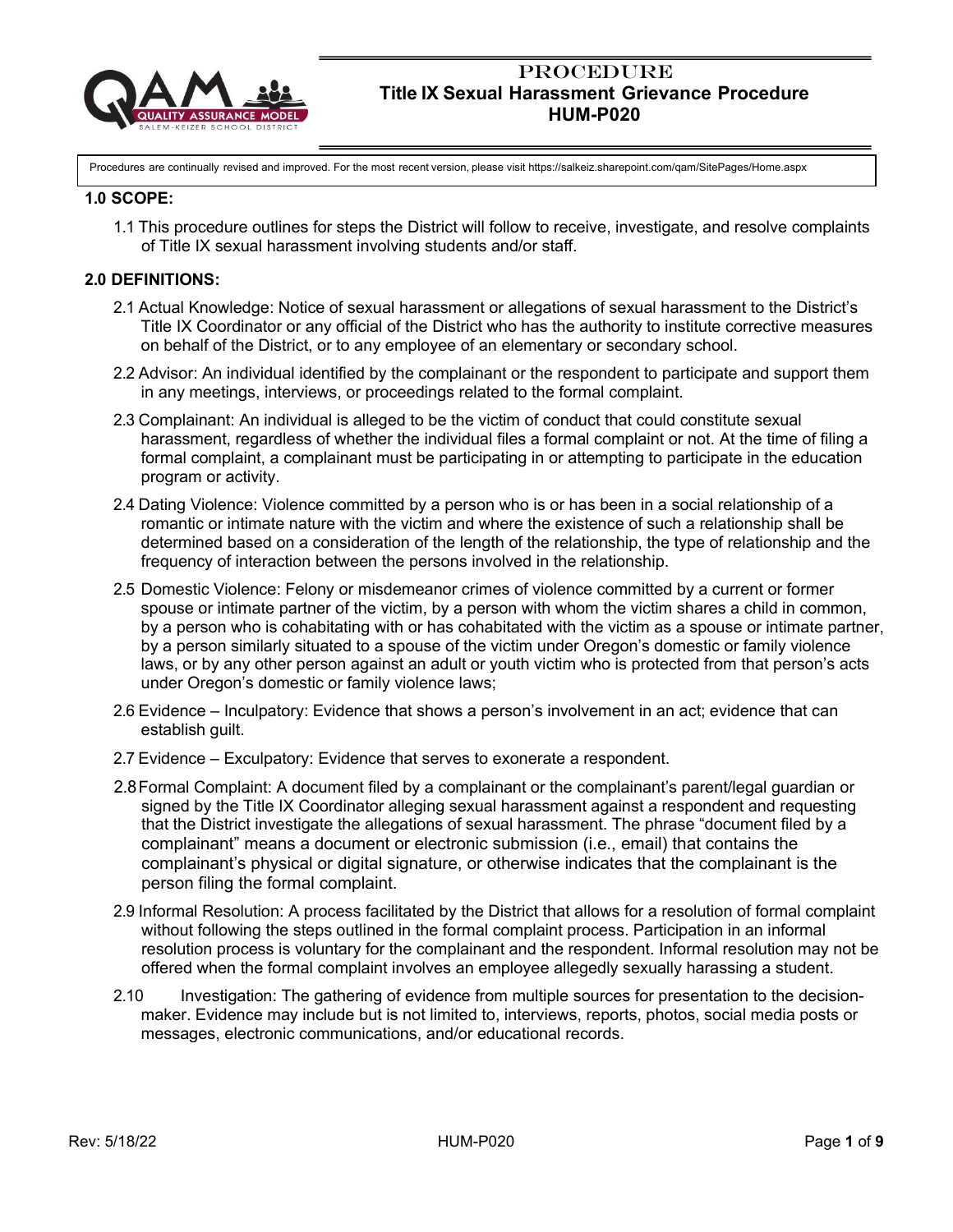# PROCEDURE
## Title IX Sexual Harassment Grievance Procedure
## HUM-P020

Procedures are continually revised and improved. For the most recent version, please visit https://salkeiz.sharepoint.com/qam/SitePages/Home.aspx

### 1.0 SCOPE:

1.1 This procedure outlines for steps the District will follow to receive, investigate, and resolve complaints of Title IX sexual harassment involving students and/or staff.

### 2.0 DEFINITIONS:

2.1 Actual Knowledge: Notice of sexual harassment or allegations of sexual harassment to the District's Title IX Coordinator or any official of the District who has the authority to institute corrective measures on behalf of the District, or to any employee of an elementary or secondary school.

2.2 Advisor: An individual identified by the complainant or the respondent to participate and support them in any meetings, interviews, or proceedings related to the formal complaint.

2.3 Complainant: An individual is alleged to be the victim of conduct that could constitute sexual harassment, regardless of whether the individual files a formal complaint or not. At the time of filing a formal complaint, a complainant must be participating in or attempting to participate in the education program or activity.

2.4 Dating Violence: Violence committed by a person who is or has been in a social relationship of a romantic or intimate nature with the victim and where the existence of such a relationship shall be determined based on a consideration of the length of the relationship, the type of relationship and the frequency of interaction between the persons involved in the relationship.

2.5 Domestic Violence: Felony or misdemeanor crimes of violence committed by a current or former spouse or intimate partner of the victim, by a person with whom the victim shares a child in common, by a person who is cohabitating with or has cohabitated with the victim as a spouse or intimate partner, by a person similarly situated to a spouse of the victim under Oregon's domestic or family violence laws, or by any other person against an adult or youth victim who is protected from that person's acts under Oregon's domestic or family violence laws;

2.6 Evidence – Inculpatory: Evidence that shows a person's involvement in an act; evidence that can establish guilt.

2.7 Evidence – Exculpatory: Evidence that serves to exonerate a respondent.

2.8 Formal Complaint: A document filed by a complainant or the complainant's parent/legal guardian or signed by the Title IX Coordinator alleging sexual harassment against a respondent and requesting that the District investigate the allegations of sexual harassment. The phrase "document filed by a complainant" means a document or electronic submission (i.e., email) that contains the complainant's physical or digital signature, or otherwise indicates that the complainant is the person filing the formal complaint.

2.9 Informal Resolution: A process facilitated by the District that allows for a resolution of formal complaint without following the steps outlined in the formal complaint process. Participation in an informal resolution process is voluntary for the complainant and the respondent. Informal resolution may not be offered when the formal complaint involves an employee allegedly sexually harassing a student.

2.10 Investigation: The gathering of evidence from multiple sources for presentation to the decision-maker. Evidence may include but is not limited to, interviews, reports, photos, social media posts or messages, electronic communications, and/or educational records.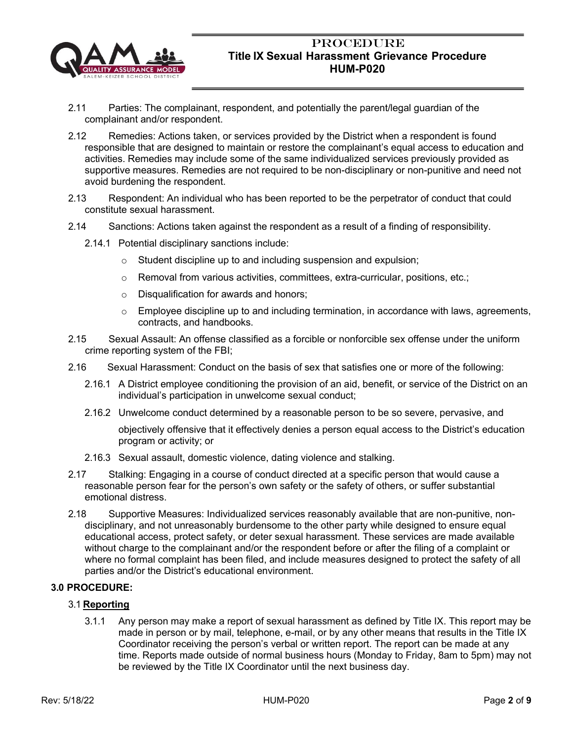2.11 Parties: The complainant, respondent, and potentially the parent/legal guardian of the complainant and/or respondent.

2.12 Remedies: Actions taken, or services provided by the District when a respondent is found responsible that are designed to maintain or restore the complainant's equal access to education and activities. Remedies may include some of the same individualized services previously provided as supportive measures. Remedies are not required to be non-disciplinary or non-punitive and need not avoid burdening the respondent.

2.13 Respondent: An individual who has been reported to be the perpetrator of conduct that could constitute sexual harassment.

2.14 Sanctions: Actions taken against the respondent as a result of a finding of responsibility.

2.14.1 Potential disciplinary sanctions include:

- Student discipline up to and including suspension and expulsion;
- Removal from various activities, committees, extra-curricular, positions, etc.;
- Disqualification for awards and honors;
- Employee discipline up to and including termination, in accordance with laws, agreements, contracts, and handbooks.

2.15 Sexual Assault: An offense classified as a forcible or nonforcible sex offense under the uniform crime reporting system of the FBI;

2.16 Sexual Harassment: Conduct on the basis of sex that satisfies one or more of the following:

2.16.1 A District employee conditioning the provision of an aid, benefit, or service of the District on an individual's participation in unwelcome sexual conduct;

2.16.2 Unwelcome conduct determined by a reasonable person to be so severe, pervasive, and objectively offensive that it effectively denies a person equal access to the District's education program or activity; or

2.16.3 Sexual assault, domestic violence, dating violence and stalking.

2.17 Stalking: Engaging in a course of conduct directed at a specific person that would cause a reasonable person fear for the person's own safety or the safety of others, or suffer substantial emotional distress.

2.18 Supportive Measures: Individualized services reasonably available that are non-punitive, non-disciplinary, and not unreasonably burdensome to the other party while designed to ensure equal educational access, protect safety, or deter sexual harassment. These services are made available without charge to the complainant and/or the respondent before or after the filing of a complaint or where no formal complaint has been filed, and include measures designed to protect the safety of all parties and/or the District's educational environment.

## 3.0 PROCEDURE:

### 3.1 Reporting

3.1.1 Any person may make a report of sexual harassment as defined by Title IX. This report may be made in person or by mail, telephone, e-mail, or by any other means that results in the Title IX Coordinator receiving the person's verbal or written report. The report can be made at any time. Reports made outside of normal business hours (Monday to Friday, 8am to 5pm) may not be reviewed by the Title IX Coordinator until the next business day.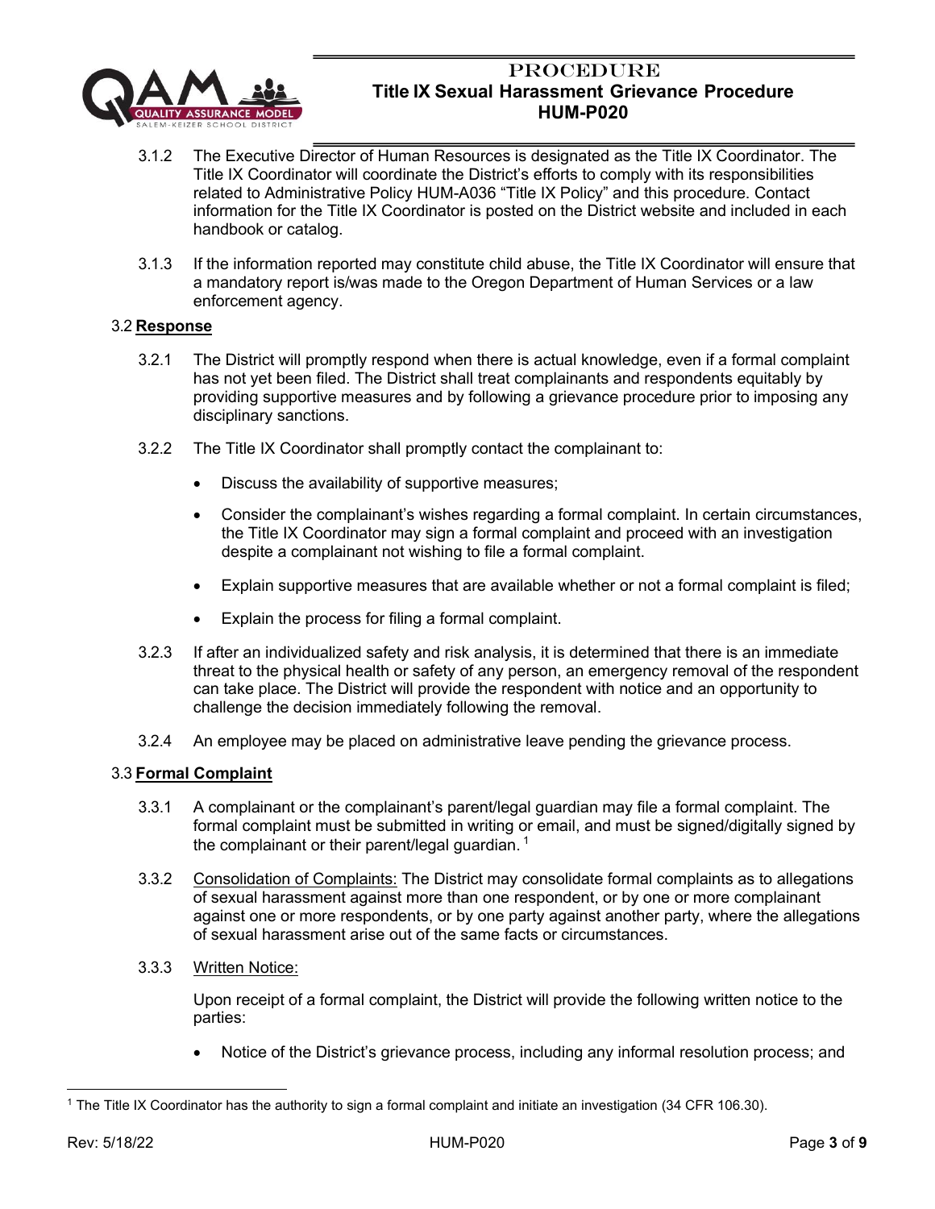3.1.2 The Executive Director of Human Resources is designated as the Title IX Coordinator. The Title IX Coordinator will coordinate the District's efforts to comply with its responsibilities related to Administrative Policy HUM-A036 "Title IX Policy" and this procedure. Contact information for the Title IX Coordinator is posted on the District website and included in each handbook or catalog.

3.1.3 If the information reported may constitute child abuse, the Title IX Coordinator will ensure that a mandatory report is/was made to the Oregon Department of Human Services or a law enforcement agency.

### 3.2 **Response**

3.2.1 The District will promptly respond when there is actual knowledge, even if a formal complaint has not yet been filed. The District shall treat complainants and respondents equitably by providing supportive measures and by following a grievance procedure prior to imposing any disciplinary sanctions.

3.2.2 The Title IX Coordinator shall promptly contact the complainant to:

- Discuss the availability of supportive measures;
- Consider the complainant's wishes regarding a formal complaint. In certain circumstances, the Title IX Coordinator may sign a formal complaint and proceed with an investigation despite a complainant not wishing to file a formal complaint.
- Explain supportive measures that are available whether or not a formal complaint is filed;
- Explain the process for filing a formal complaint.

3.2.3 If after an individualized safety and risk analysis, it is determined that there is an immediate threat to the physical health or safety of any person, an emergency removal of the respondent can take place. The District will provide the respondent with notice and an opportunity to challenge the decision immediately following the removal.

3.2.4 An employee may be placed on administrative leave pending the grievance process.

### 3.3 **Formal Complaint**

3.3.1 A complainant or the complainant's parent/legal guardian may file a formal complaint. The formal complaint must be submitted in writing or email, and must be signed/digitally signed by the complainant or their parent/legal guardian. [1]

3.3.2 Consolidation of Complaints: The District may consolidate formal complaints as to allegations of sexual harassment against more than one respondent, or by one or more complainant against one or more respondents, or by one party against another party, where the allegations of sexual harassment arise out of the same facts or circumstances.

3.3.3 Written Notice:

Upon receipt of a formal complaint, the District will provide the following written notice to the parties:

- Notice of the District's grievance process, including any informal resolution process; and

---

[1] The Title IX Coordinator has the authority to sign a formal complaint and initiate an investigation (34 CFR 106.30).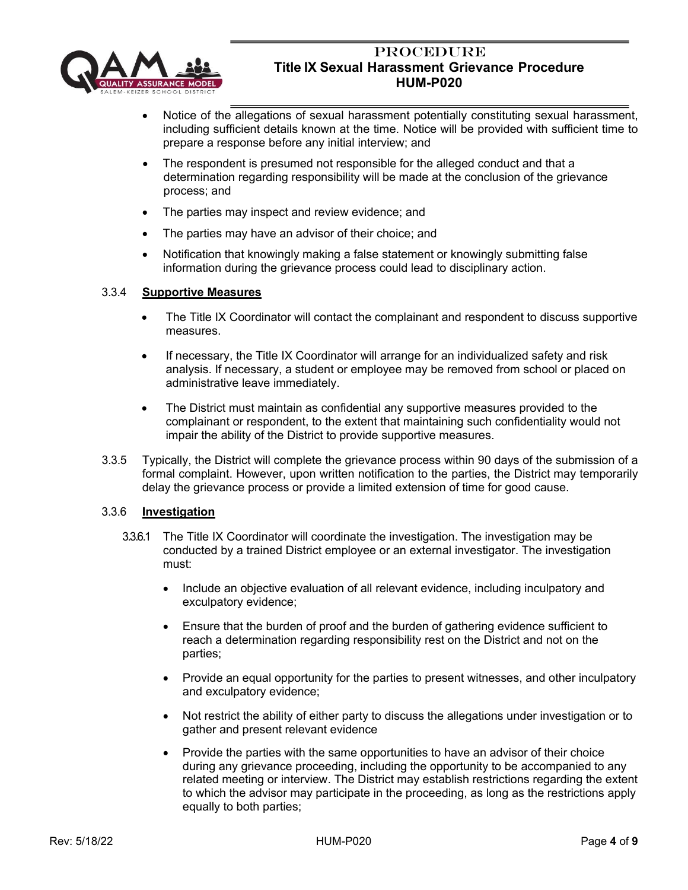- Notice of the allegations of sexual harassment potentially constituting sexual harassment, including sufficient details known at the time. Notice will be provided with sufficient time to prepare a response before any initial interview; and
- The respondent is presumed not responsible for the alleged conduct and that a determination regarding responsibility will be made at the conclusion of the grievance process; and
- The parties may inspect and review evidence; and
- The parties may have an advisor of their choice; and
- Notification that knowingly making a false statement or knowingly submitting false information during the grievance process could lead to disciplinary action.

3.3.4 **Supportive Measures**

- The Title IX Coordinator will contact the complainant and respondent to discuss supportive measures.
- If necessary, the Title IX Coordinator will arrange for an individualized safety and risk analysis. If necessary, a student or employee may be removed from school or placed on administrative leave immediately.
- The District must maintain as confidential any supportive measures provided to the complainant or respondent, to the extent that maintaining such confidentiality would not impair the ability of the District to provide supportive measures.

3.3.5 Typically, the District will complete the grievance process within 90 days of the submission of a formal complaint. However, upon written notification to the parties, the District may temporarily delay the grievance process or provide a limited extension of time for good cause.

3.3.6 **Investigation**

3.3.6.1 The Title IX Coordinator will coordinate the investigation. The investigation may be conducted by a trained District employee or an external investigator. The investigation must:

- Include an objective evaluation of all relevant evidence, including inculpatory and exculpatory evidence;
- Ensure that the burden of proof and the burden of gathering evidence sufficient to reach a determination regarding responsibility rest on the District and not on the parties;
- Provide an equal opportunity for the parties to present witnesses, and other inculpatory and exculpatory evidence;
- Not restrict the ability of either party to discuss the allegations under investigation or to gather and present relevant evidence
- Provide the parties with the same opportunities to have an advisor of their choice during any grievance proceeding, including the opportunity to be accompanied to any related meeting or interview. The District may establish restrictions regarding the extent to which the advisor may participate in the proceeding, as long as the restrictions apply equally to both parties;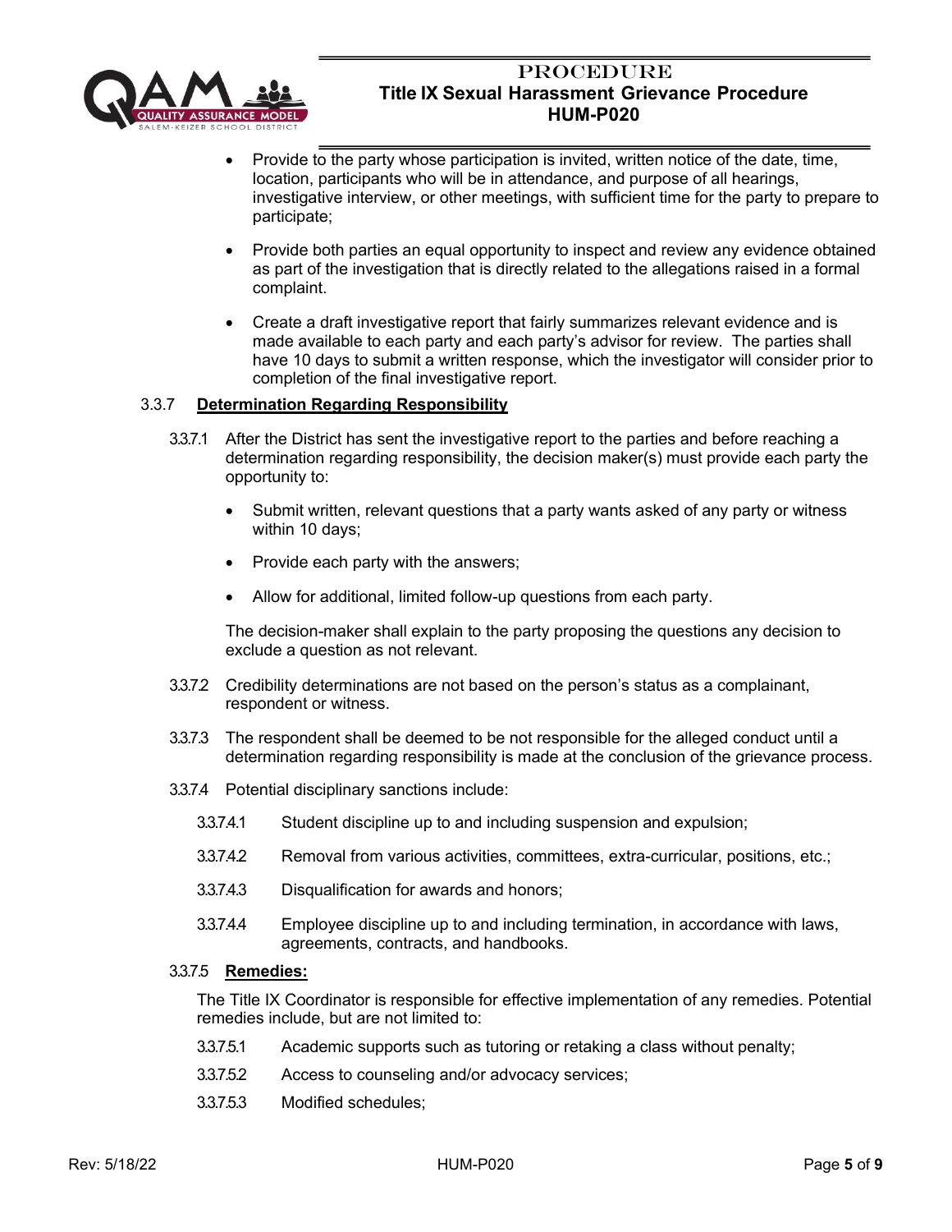- Provide to the party whose participation is invited, written notice of the date, time, location, participants who will be in attendance, and purpose of all hearings, investigative interview, or other meetings, with sufficient time for the party to prepare to participate;
- Provide both parties an equal opportunity to inspect and review any evidence obtained as part of the investigation that is directly related to the allegations raised in a formal complaint.
- Create a draft investigative report that fairly summarizes relevant evidence and is made available to each party and each party's advisor for review. The parties shall have 10 days to submit a written response, which the investigator will consider prior to completion of the final investigative report.

3.3.7 **Determination Regarding Responsibility**

3.3.7.1 After the District has sent the investigative report to the parties and before reaching a determination regarding responsibility, the decision maker(s) must provide each party the opportunity to:

- Submit written, relevant questions that a party wants asked of any party or witness within 10 days;
- Provide each party with the answers;
- Allow for additional, limited follow-up questions from each party.

The decision-maker shall explain to the party proposing the questions any decision to exclude a question as not relevant.

3.3.7.2 Credibility determinations are not based on the person's status as a complainant, respondent or witness.

3.3.7.3 The respondent shall be deemed to be not responsible for the alleged conduct until a determination regarding responsibility is made at the conclusion of the grievance process.

3.3.7.4 Potential disciplinary sanctions include:

3.3.7.4.1 Student discipline up to and including suspension and expulsion;

3.3.7.4.2 Removal from various activities, committees, extra-curricular, positions, etc.;

3.3.7.4.3 Disqualification for awards and honors;

3.3.7.4.4 Employee discipline up to and including termination, in accordance with laws, agreements, contracts, and handbooks.

3.3.7.5 **Remedies:**

The Title IX Coordinator is responsible for effective implementation of any remedies. Potential remedies include, but are not limited to:

3.3.7.5.1 Academic supports such as tutoring or retaking a class without penalty;

3.3.7.5.2 Access to counseling and/or advocacy services;

3.3.7.5.3 Modified schedules;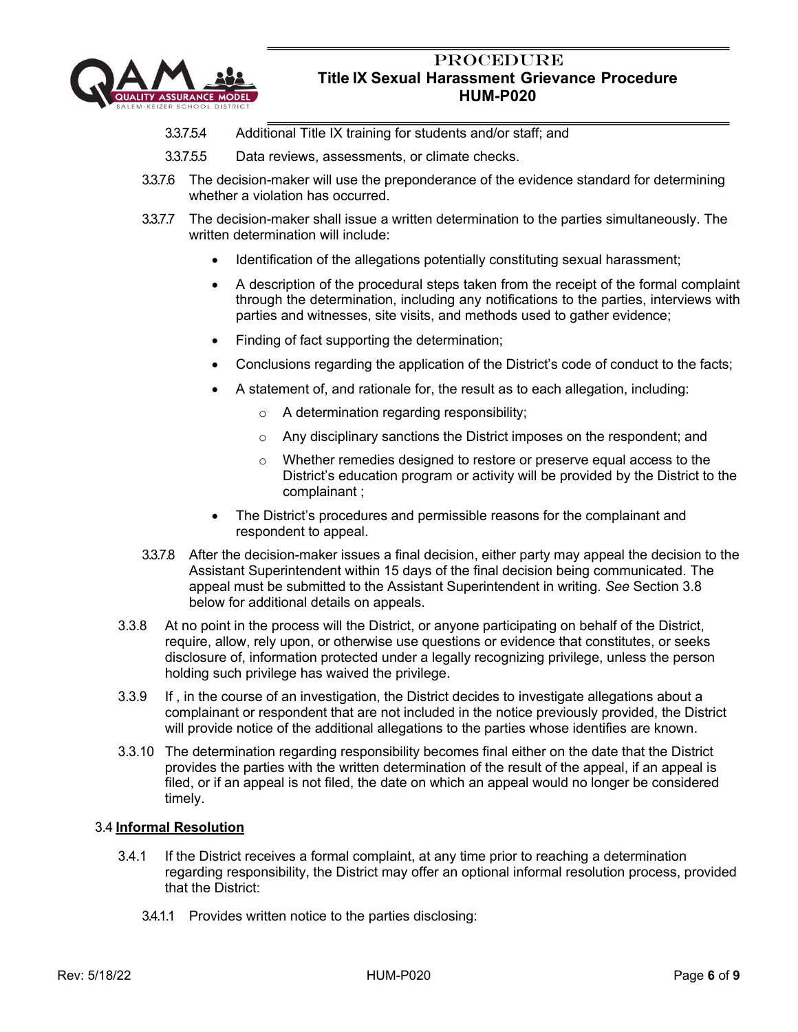3.3.7.5.4 Additional Title IX training for students and/or staff; and

3.3.7.5.5 Data reviews, assessments, or climate checks.

3.3.7.6 The decision-maker will use the preponderance of the evidence standard for determining whether a violation has occurred.

3.3.7.7 The decision-maker shall issue a written determination to the parties simultaneously. The written determination will include:

- Identification of the allegations potentially constituting sexual harassment;
- A description of the procedural steps taken from the receipt of the formal complaint through the determination, including any notifications to the parties, interviews with parties and witnesses, site visits, and methods used to gather evidence;
- Finding of fact supporting the determination;
- Conclusions regarding the application of the District's code of conduct to the facts;
- A statement of, and rationale for, the result as to each allegation, including:
    - A determination regarding responsibility;
    - Any disciplinary sanctions the District imposes on the respondent; and
    - Whether remedies designed to restore or preserve equal access to the District's education program or activity will be provided by the District to the complainant ;
- The District's procedures and permissible reasons for the complainant and respondent to appeal.

3.3.7.8 After the decision-maker issues a final decision, either party may appeal the decision to the Assistant Superintendent within 15 days of the final decision being communicated. The appeal must be submitted to the Assistant Superintendent in writing. *See* Section 3.8 below for additional details on appeals.

3.3.8 At no point in the process will the District, or anyone participating on behalf of the District, require, allow, rely upon, or otherwise use questions or evidence that constitutes, or seeks disclosure of, information protected under a legally recognizing privilege, unless the person holding such privilege has waived the privilege.

3.3.9 If , in the course of an investigation, the District decides to investigate allegations about a complainant or respondent that are not included in the notice previously provided, the District will provide notice of the additional allegations to the parties whose identifies are known.

3.3.10 The determination regarding responsibility becomes final either on the date that the District provides the parties with the written determination of the result of the appeal, if an appeal is filed, or if an appeal is not filed, the date on which an appeal would no longer be considered timely.

3.4 **Informal Resolution**

3.4.1 If the District receives a formal complaint, at any time prior to reaching a determination regarding responsibility, the District may offer an optional informal resolution process, provided that the District:

3.4.1.1 Provides written notice to the parties disclosing: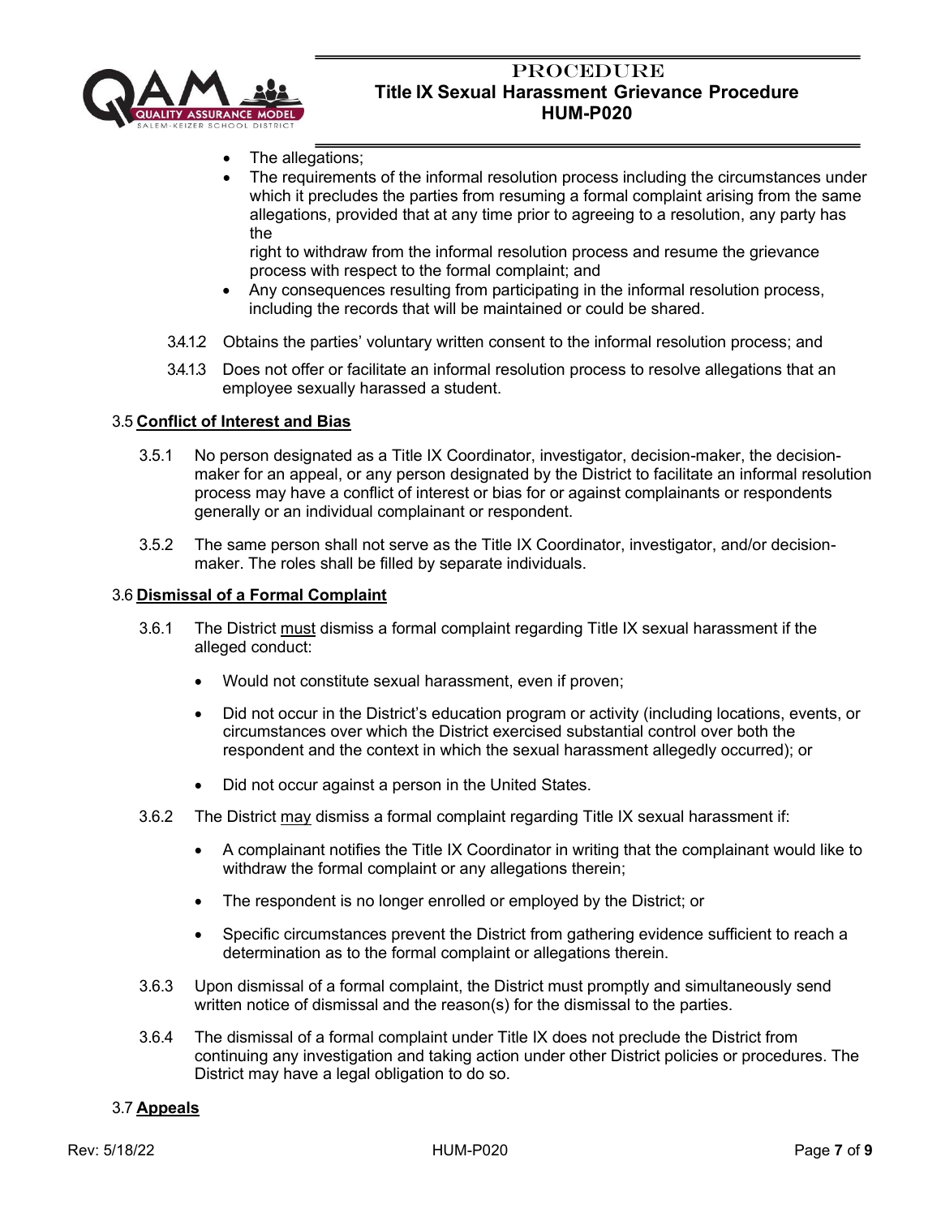- The allegations;
- The requirements of the informal resolution process including the circumstances under which it precludes the parties from resuming a formal complaint arising from the same allegations, provided that at any time prior to agreeing to a resolution, any party has the right to withdraw from the informal resolution process and resume the grievance process with respect to the formal complaint; and
- Any consequences resulting from participating in the informal resolution process, including the records that will be maintained or could be shared.

3.4.1.2 Obtains the parties' voluntary written consent to the informal resolution process; and

3.4.1.3 Does not offer or facilitate an informal resolution process to resolve allegations that an employee sexually harassed a student.

### 3.5 **Conflict of Interest and Bias**

3.5.1 No person designated as a Title IX Coordinator, investigator, decision-maker, the decision-maker for an appeal, or any person designated by the District to facilitate an informal resolution process may have a conflict of interest or bias for or against complainants or respondents generally or an individual complainant or respondent.

3.5.2 The same person shall not serve as the Title IX Coordinator, investigator, and/or decision-maker. The roles shall be filled by separate individuals.

### 3.6 **Dismissal of a Formal Complaint**

3.6.1 The District must dismiss a formal complaint regarding Title IX sexual harassment if the alleged conduct:

- Would not constitute sexual harassment, even if proven;
- Did not occur in the District's education program or activity (including locations, events, or circumstances over which the District exercised substantial control over both the respondent and the context in which the sexual harassment allegedly occurred); or
- Did not occur against a person in the United States.

3.6.2 The District may dismiss a formal complaint regarding Title IX sexual harassment if:

- A complainant notifies the Title IX Coordinator in writing that the complainant would like to withdraw the formal complaint or any allegations therein;
- The respondent is no longer enrolled or employed by the District; or
- Specific circumstances prevent the District from gathering evidence sufficient to reach a determination as to the formal complaint or allegations therein.

3.6.3 Upon dismissal of a formal complaint, the District must promptly and simultaneously send written notice of dismissal and the reason(s) for the dismissal to the parties.

3.6.4 The dismissal of a formal complaint under Title IX does not preclude the District from continuing any investigation and taking action under other District policies or procedures. The District may have a legal obligation to do so.

### 3.7 **Appeals**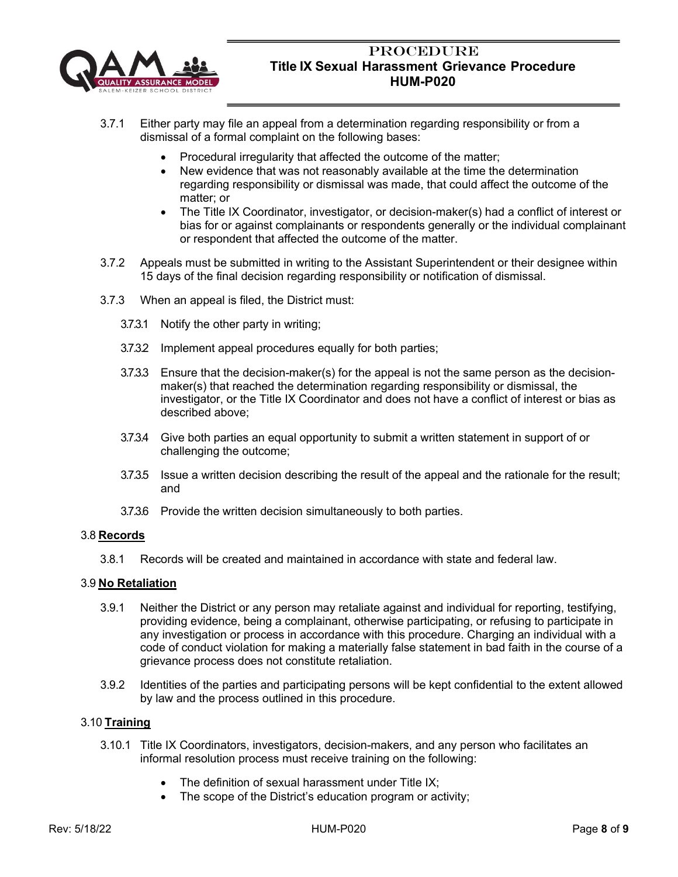3.7.1 Either party may file an appeal from a determination regarding responsibility or from a dismissal of a formal complaint on the following bases:

- Procedural irregularity that affected the outcome of the matter;
- New evidence that was not reasonably available at the time the determination regarding responsibility or dismissal was made, that could affect the outcome of the matter; or
- The Title IX Coordinator, investigator, or decision-maker(s) had a conflict of interest or bias for or against complainants or respondents generally or the individual complainant or respondent that affected the outcome of the matter.

3.7.2 Appeals must be submitted in writing to the Assistant Superintendent or their designee within 15 days of the final decision regarding responsibility or notification of dismissal.

3.7.3 When an appeal is filed, the District must:

3.7.3.1 Notify the other party in writing;

3.7.3.2 Implement appeal procedures equally for both parties;

3.7.3.3 Ensure that the decision-maker(s) for the appeal is not the same person as the decision-maker(s) that reached the determination regarding responsibility or dismissal, the investigator, or the Title IX Coordinator and does not have a conflict of interest or bias as described above;

3.7.3.4 Give both parties an equal opportunity to submit a written statement in support of or challenging the outcome;

3.7.3.5 Issue a written decision describing the result of the appeal and the rationale for the result; and

3.7.3.6 Provide the written decision simultaneously to both parties.

### 3.8 **Records**

3.8.1 Records will be created and maintained in accordance with state and federal law.

### 3.9 **No Retaliation**

3.9.1 Neither the District or any person may retaliate against and individual for reporting, testifying, providing evidence, being a complainant, otherwise participating, or refusing to participate in any investigation or process in accordance with this procedure. Charging an individual with a code of conduct violation for making a materially false statement in bad faith in the course of a grievance process does not constitute retaliation.

3.9.2 Identities of the parties and participating persons will be kept confidential to the extent allowed by law and the process outlined in this procedure.

### 3.10 **Training**

3.10.1 Title IX Coordinators, investigators, decision-makers, and any person who facilitates an informal resolution process must receive training on the following:

- The definition of sexual harassment under Title IX;
- The scope of the District's education program or activity;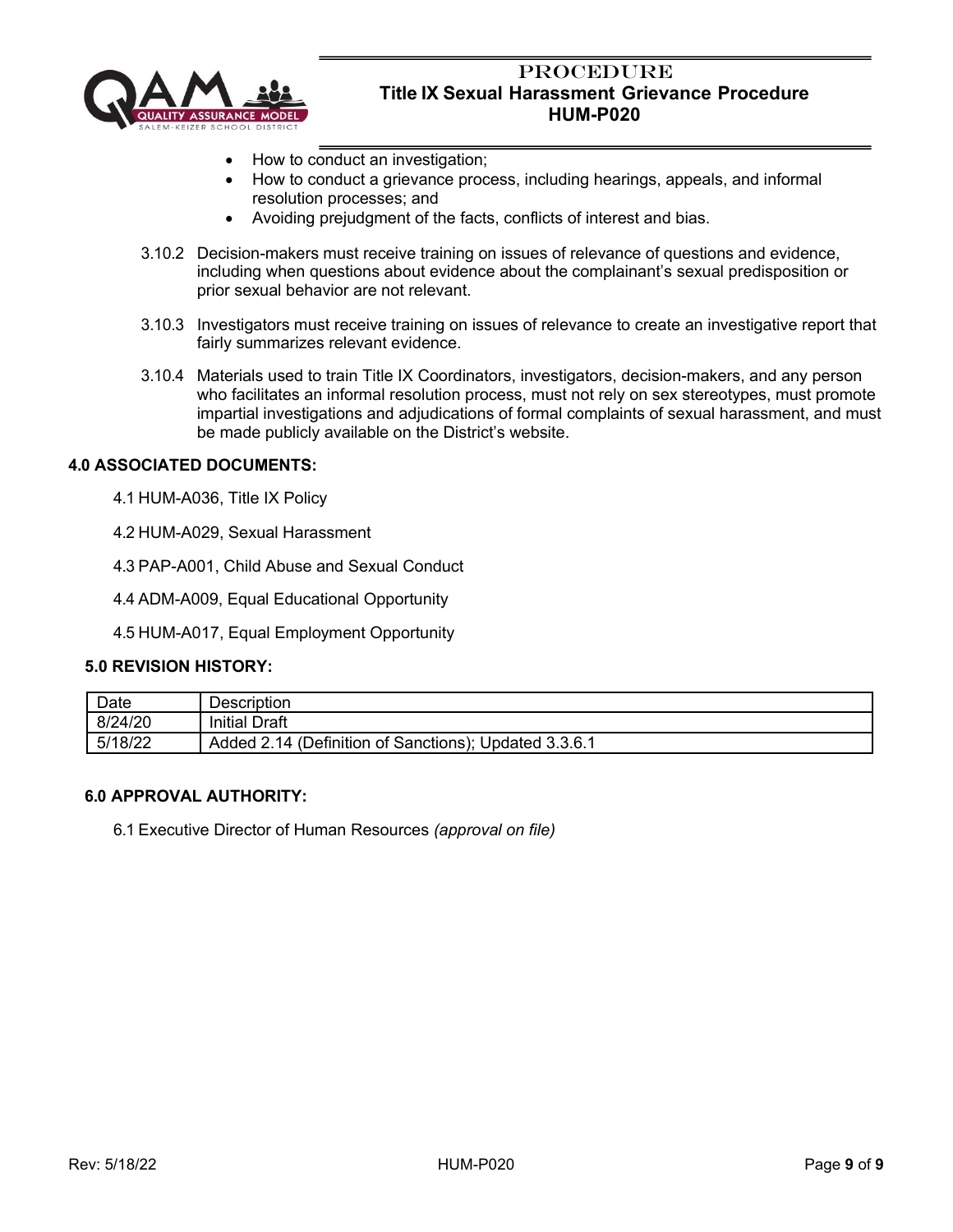- How to conduct an investigation;
- How to conduct a grievance process, including hearings, appeals, and informal resolution processes; and
- Avoiding prejudgment of the facts, conflicts of interest and bias.

3.10.2 Decision-makers must receive training on issues of relevance of questions and evidence, including when questions about evidence about the complainant's sexual predisposition or prior sexual behavior are not relevant.

3.10.3 Investigators must receive training on issues of relevance to create an investigative report that fairly summarizes relevant evidence.

3.10.4 Materials used to train Title IX Coordinators, investigators, decision-makers, and any person who facilitates an informal resolution process, must not rely on sex stereotypes, must promote impartial investigations and adjudications of formal complaints of sexual harassment, and must be made publicly available on the District's website.

**4.0 ASSOCIATED DOCUMENTS:**

4.1 HUM-A036, Title IX Policy

4.2 HUM-A029, Sexual Harassment

4.3 PAP-A001, Child Abuse and Sexual Conduct

4.4 ADM-A009, Equal Educational Opportunity

4.5 HUM-A017, Equal Employment Opportunity

**5.0 REVISION HISTORY:**

| Date | Description |
|---|---|
| 8/24/20 | Initial Draft |
| 5/18/22 | Added 2.14 (Definition of Sanctions); Updated 3.3.6.1 |

**6.0 APPROVAL AUTHORITY:**

6.1 Executive Director of Human Resources *(approval on file)*